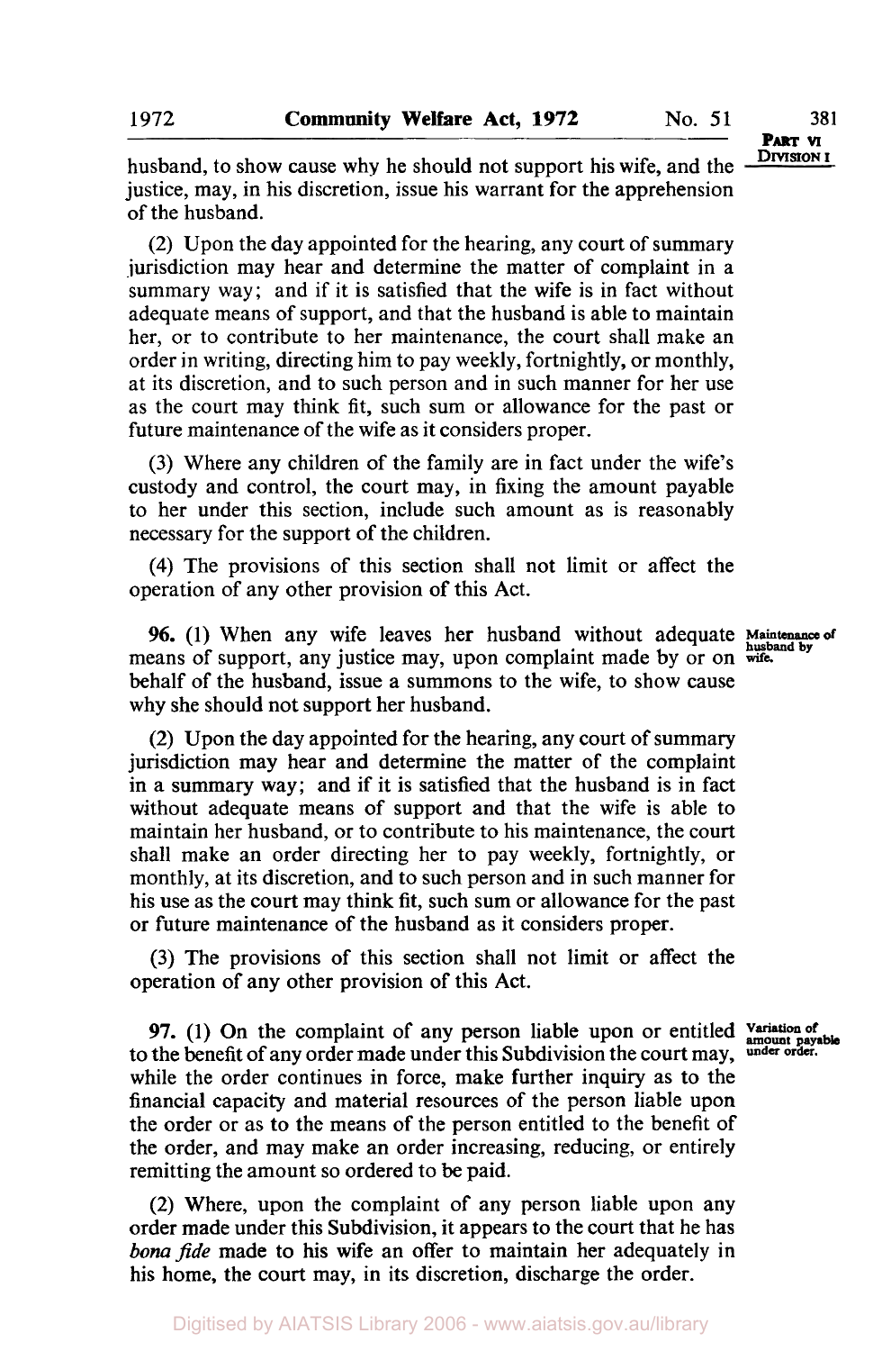husband, to show cause why he should not support his wife, and the justice, may, in his discretion, issue his warrant for the apprehension of the husband.

(2) Upon the day appointed for the hearing, any court of summary jurisdiction may hear and determine the matter of complaint in a summary way; and if it is satisfied that the wife is in fact without adequate means of support, and that the husband is able to maintain her, or to contribute to her maintenance, the court shall make an order in writing, directing him to pay weekly, fortnightly, or monthly, at its discretion, and to such person and in such manner for her use as the court may think fit, such sum or allowance for the past or future maintenance of the wife as it considers proper.

(3) Where any children of the family are in fact under the wife's custody and control, the court may, in fixing the amount payable to her under this section, include such amount as is reasonably necessary for the support of the children.

(4) The provisions of this section shall not limit or affect the operation of any other provision of this Act.

**Maintenance of husband by wife.**

**96.** (1) When any wife leaves her husband without adequate means of support, any justice may, upon complaint made by or on behalf of the husband, issue a summons to the wife, to show cause why she should not support her husband.

(2) Upon the day appointed for the hearing, any court of summary jurisdiction may hear and determine the matter of the complaint in a summary way; and if it is satisfied that the husband is in fact without adequate means of support and that the wife is able to maintain her husband, or to contribute to his maintenance, the court shall make an order directing her to pay weekly, fortnightly, or monthly, at its discretion, and to such person and in such manner for his use as the court may think fit, such sum or allowance for the past or future maintenance of the husband as it considers proper.

(3) The provisions of this section shall not limit or affect the operation of any other provision of this Act.

**Variation of amount payable under order.**

**97.** (1) On the complaint of any person liable upon or entitled to the benefit of any order made under this Subdivision the court may, while the order continues in force, make further inquiry as to the financial capacity and material resources of the person liable upon the order or as to the means of the person entitled to the benefit of the order, and may make an order increasing, reducing, or entirely remitting the amount so ordered to be paid.

(2) Where, upon the complaint of any person liable upon any order made under this Subdivision, it appears to the court that he has *bona fide* made to his wife an offer to maintain her adequately in his home, the court may, in its discretion, discharge the order.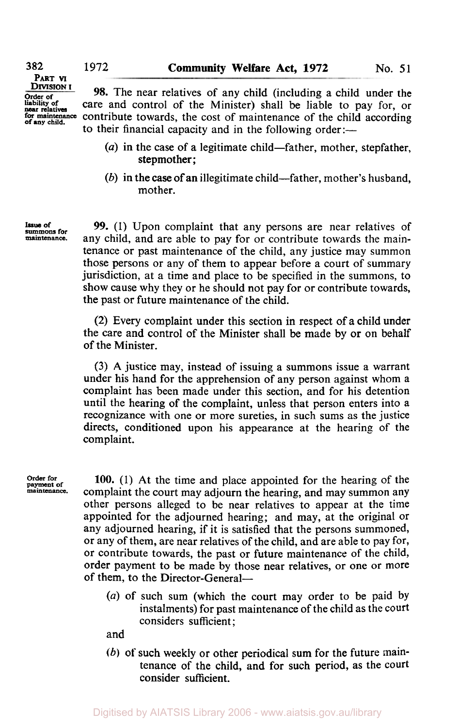PART VI
DIVISION I

Order of liability of near relatives for maintenance of any child.

**98.** The near relatives of any child (including a child under the care and control of the Minister) shall be liable to pay for, or contribute towards, the cost of maintenance of the child according to their financial capacity and in the following order:—

(*a*) in the case of a legitimate child—father, mother, stepfather, stepmother;

(*b*) in the case of an illegitimate child—father, mother's husband, mother.

Issue of summons for maintenance.

**99.** (1) Upon complaint that any persons are near relatives of any child, and are able to pay for or contribute towards the maintenance or past maintenance of the child, any justice may summon those persons or any of them to appear before a court of summary jurisdiction, at a time and place to be specified in the summons, to show cause why they or he should not pay for or contribute towards, the past or future maintenance of the child.

(2) Every complaint under this section in respect of a child under the care and control of the Minister shall be made by or on behalf of the Minister.

(3) A justice may, instead of issuing a summons issue a warrant under his hand for the apprehension of any person against whom a complaint has been made under this section, and for his detention until the hearing of the complaint, unless that person enters into a recognizance with one or more sureties, in such sums as the justice directs, conditioned upon his appearance at the hearing of the complaint.

Order for payment of maintenance.

**100.** (1) At the time and place appointed for the hearing of the complaint the court may adjourn the hearing, and may summon any other persons alleged to be near relatives to appear at the time appointed for the adjourned hearing; and may, at the original or any adjourned hearing, if it is satisfied that the persons summoned, or any of them, are near relatives of the child, and are able to pay for, or contribute towards, the past or future maintenance of the child, order payment to be made by those near relatives, or one or more of them, to the Director-General—

(*a*) of such sum (which the court may order to be paid by instalments) for past maintenance of the child as the court considers sufficient;

and

(*b*) of such weekly or other periodical sum for the future maintenance of the child, and for such period, as the court consider sufficient.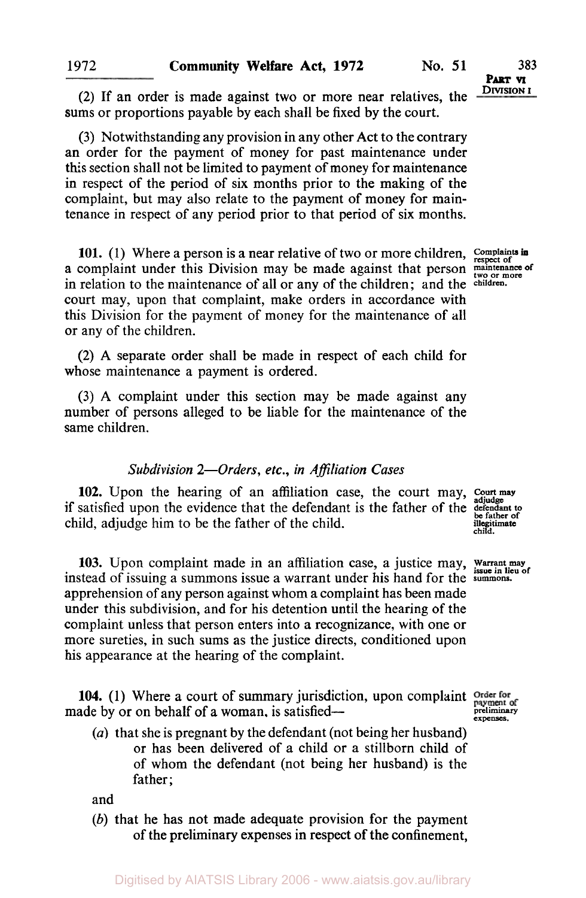(2) If an order is made against two or more near relatives, the sums or proportions payable by each shall be fixed by the court.

(3) Notwithstanding any provision in any other Act to the contrary an order for the payment of money for past maintenance under this section shall not be limited to payment of money for maintenance in respect of the period of six months prior to the making of the complaint, but may also relate to the payment of money for maintenance in respect of any period prior to that period of six months.

**101.** (1) Where a person is a near relative of two or more children, a complaint under this Division may be made against that person in relation to the maintenance of all or any of the children; and the court may, upon that complaint, make orders in accordance with this Division for the payment of money for the maintenance of all or any of the children.

*Complaints in respect of maintenance of two or more children.*

(2) A separate order shall be made in respect of each child for whose maintenance a payment is ordered.

(3) A complaint under this section may be made against any number of persons alleged to be liable for the maintenance of the same children.

### *Subdivision 2—Orders, etc., in Affiliation Cases*

**102.** Upon the hearing of an affiliation case, the court may, if satisfied upon the evidence that the defendant is the father of the child, adjudge him to be the father of the child.

*Court may adjudge defendant to be father of illegitimate child.*

**103.** Upon complaint made in an affiliation case, a justice may, instead of issuing a summons issue a warrant under his hand for the apprehension of any person against whom a complaint has been made under this subdivision, and for his detention until the hearing of the complaint unless that person enters into a recognizance, with one or more sureties, in such sums as the justice directs, conditioned upon his appearance at the hearing of the complaint.

*Warrant may issue in lieu of summons.*

**104.** (1) Where a court of summary jurisdiction, upon complaint made by or on behalf of a woman, is satisfied—

*Order for payment of preliminary expenses.*

(*a*) that she is pregnant by the defendant (not being her husband) or has been delivered of a child or a stillborn child of of whom the defendant (not being her husband) is the father;

and

(*b*) that he has not made adequate provision for the payment of the preliminary expenses in respect of the confinement,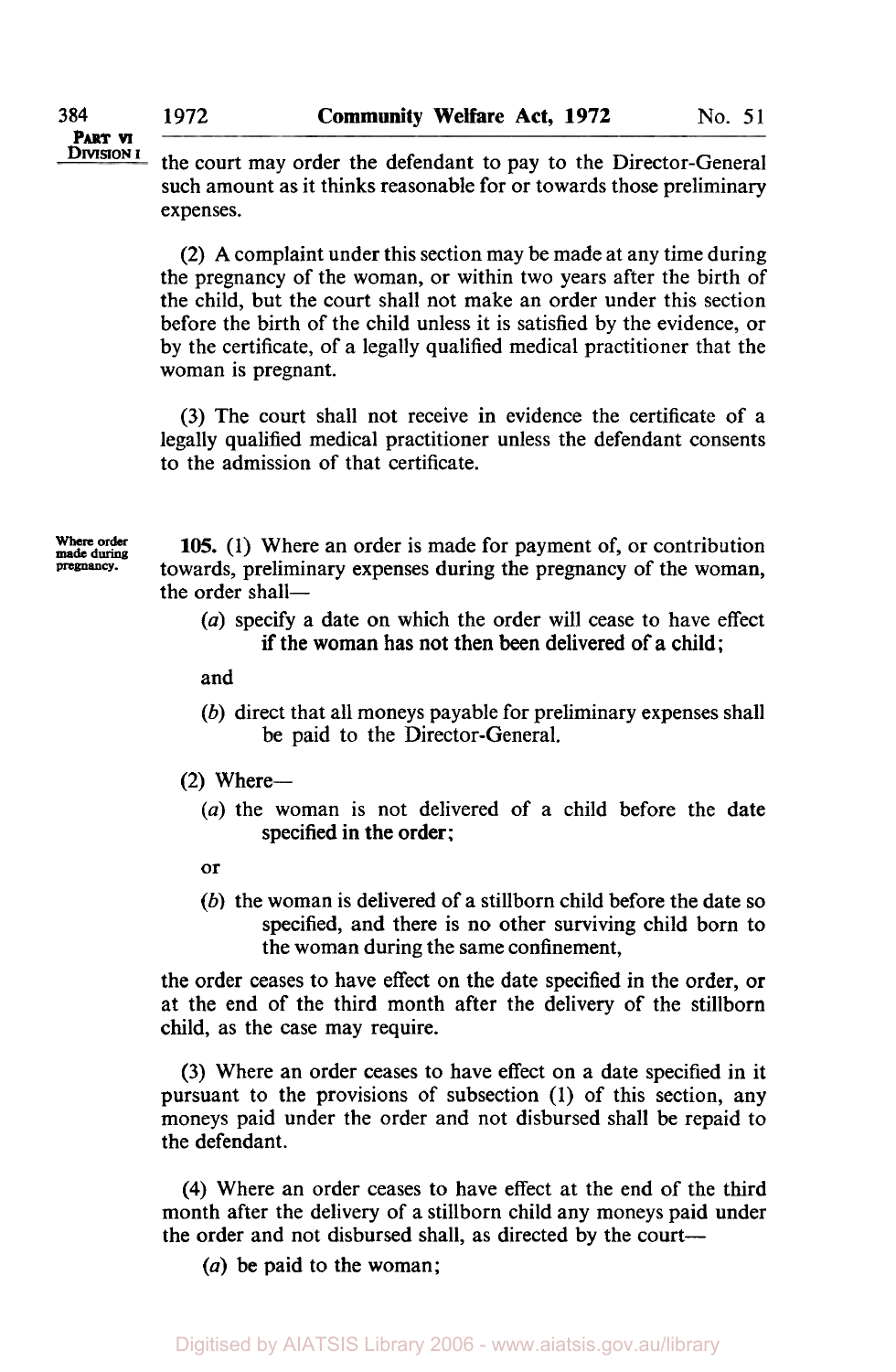the court may order the defendant to pay to the Director-General such amount as it thinks reasonable for or towards those preliminary expenses.

(2) A complaint under this section may be made at any time during the pregnancy of the woman, or within two years after the birth of the child, but the court shall not make an order under this section before the birth of the child unless it is satisfied by the evidence, or by the certificate, of a legally qualified medical practitioner that the woman is pregnant.

(3) The court shall not receive in evidence the certificate of a legally qualified medical practitioner unless the defendant consents to the admission of that certificate.

*Where order made during pregnancy.*

**105.** (1) Where an order is made for payment of, or contribution towards, preliminary expenses during the pregnancy of the woman, the order shall—

(*a*) specify a date on which the order will cease to have effect if the woman has not then been delivered of a child;

and

(*b*) direct that all moneys payable for preliminary expenses shall be paid to the Director-General.

(2) Where—

(*a*) the woman is not delivered of a child before the date specified in the order;

or

(*b*) the woman is delivered of a stillborn child before the date so specified, and there is no other surviving child born to the woman during the same confinement,

the order ceases to have effect on the date specified in the order, or at the end of the third month after the delivery of the stillborn child, as the case may require.

(3) Where an order ceases to have effect on a date specified in it pursuant to the provisions of subsection (1) of this section, any moneys paid under the order and not disbursed shall be repaid to the defendant.

(4) Where an order ceases to have effect at the end of the third month after the delivery of a stillborn child any moneys paid under the order and not disbursed shall, as directed by the court—

(*a*) be paid to the woman;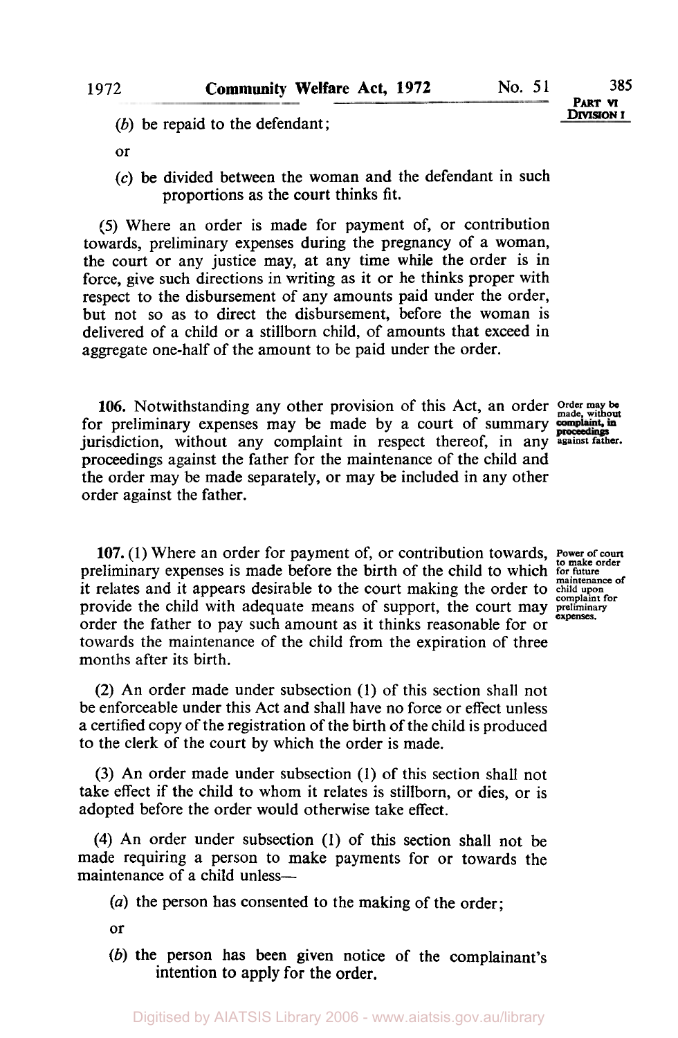(*b*) be repaid to the defendant;

or

(*c*) be divided between the woman and the defendant in such proportions as the court thinks fit.

(5) Where an order is made for payment of, or contribution towards, preliminary expenses during the pregnancy of a woman, the court or any justice may, at any time while the order is in force, give such directions in writing as it or he thinks proper with respect to the disbursement of any amounts paid under the order, but not so as to direct the disbursement, before the woman is delivered of a child or a stillborn child, of amounts that exceed in aggregate one-half of the amount to be paid under the order.

Order may be made, without complaint, in proceedings against father.

**106.** Notwithstanding any other provision of this Act, an order for preliminary expenses may be made by a court of summary jurisdiction, without any complaint in respect thereof, in any proceedings against the father for the maintenance of the child and the order may be made separately, or may be included in any other order against the father.

Power of court to make order for future maintenance of child upon complaint for preliminary expenses.

**107.** (1) Where an order for payment of, or contribution towards, preliminary expenses is made before the birth of the child to which it relates and it appears desirable to the court making the order to provide the child with adequate means of support, the court may order the father to pay such amount as it thinks reasonable for or towards the maintenance of the child from the expiration of three months after its birth.

(2) An order made under subsection (1) of this section shall not be enforceable under this Act and shall have no force or effect unless a certified copy of the registration of the birth of the child is produced to the clerk of the court by which the order is made.

(3) An order made under subsection (1) of this section shall not take effect if the child to whom it relates is stillborn, or dies, or is adopted before the order would otherwise take effect.

(4) An order under subsection (1) of this section shall not be made requiring a person to make payments for or towards the maintenance of a child unless—

(*a*) the person has consented to the making of the order;

or

(*b*) the person has been given notice of the complainant's intention to apply for the order.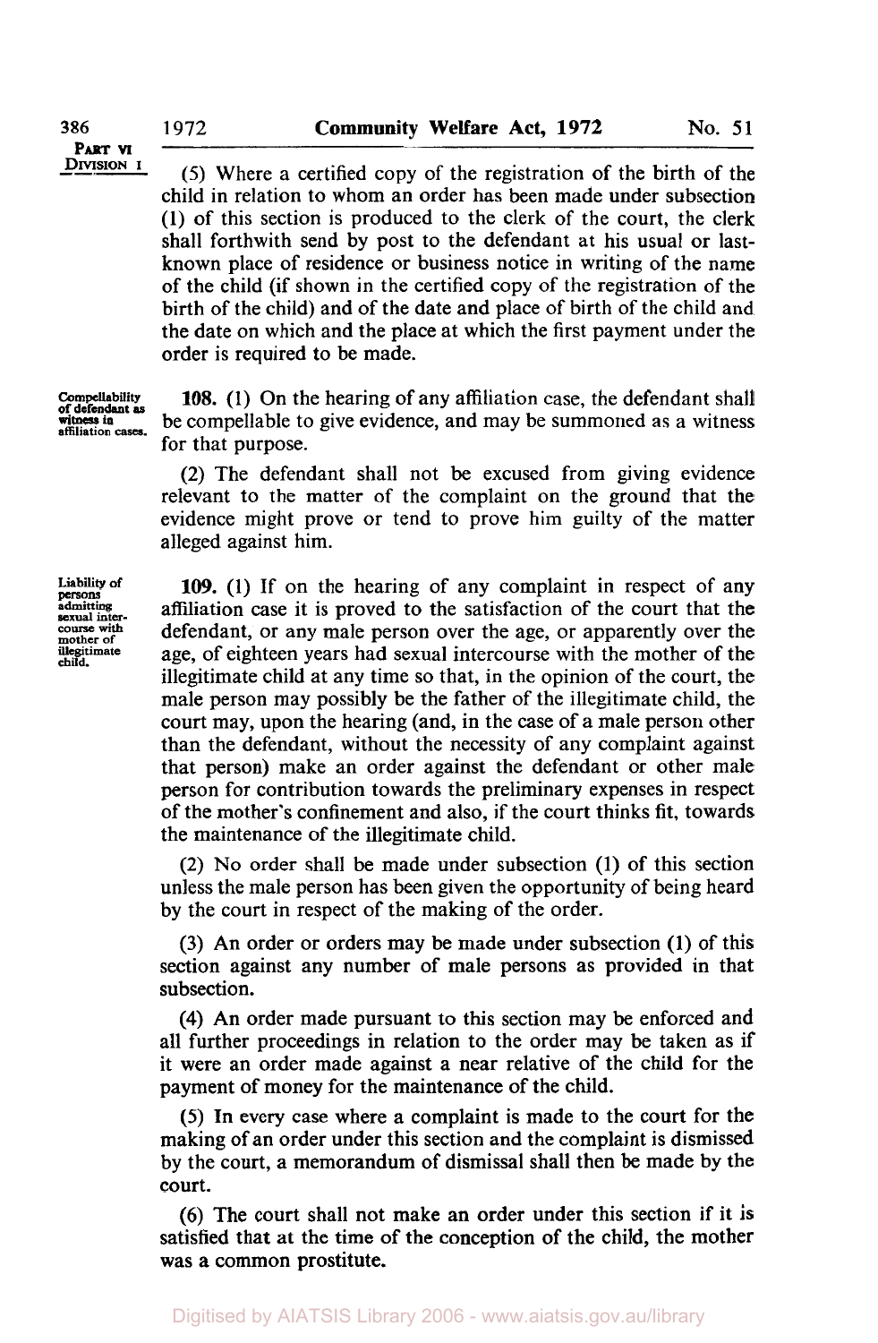(5) Where a certified copy of the registration of the birth of the child in relation to whom an order has been made under subsection (1) of this section is produced to the clerk of the court, the clerk shall forthwith send by post to the defendant at his usual or last-known place of residence or business notice in writing of the name of the child (if shown in the certified copy of the registration of the birth of the child) and of the date and place of birth of the child and the date on which and the place at which the first payment under the order is required to be made.

*Compellability of defendant as witness in affiliation cases.*

**108.** (1) On the hearing of any affiliation case, the defendant shall be compellable to give evidence, and may be summoned as a witness for that purpose.

(2) The defendant shall not be excused from giving evidence relevant to the matter of the complaint on the ground that the evidence might prove or tend to prove him guilty of the matter alleged against him.

*Liability of persons admitting sexual intercourse with mother of illegitimate child.*

**109.** (1) If on the hearing of any complaint in respect of any affiliation case it is proved to the satisfaction of the court that the defendant, or any male person over the age, or apparently over the age, of eighteen years had sexual intercourse with the mother of the illegitimate child at any time so that, in the opinion of the court, the male person may possibly be the father of the illegitimate child, the court may, upon the hearing (and, in the case of a male person other than the defendant, without the necessity of any complaint against that person) make an order against the defendant or other male person for contribution towards the preliminary expenses in respect of the mother's confinement and also, if the court thinks fit, towards the maintenance of the illegitimate child.

(2) No order shall be made under subsection (1) of this section unless the male person has been given the opportunity of being heard by the court in respect of the making of the order.

(3) An order or orders may be made under subsection (1) of this section against any number of male persons as provided in that subsection.

(4) An order made pursuant to this section may be enforced and all further proceedings in relation to the order may be taken as if it were an order made against a near relative of the child for the payment of money for the maintenance of the child.

(5) In every case where a complaint is made to the court for the making of an order under this section and the complaint is dismissed by the court, a memorandum of dismissal shall then be made by the court.

(6) The court shall not make an order under this section if it is satisfied that at the time of the conception of the child, the mother was a common prostitute.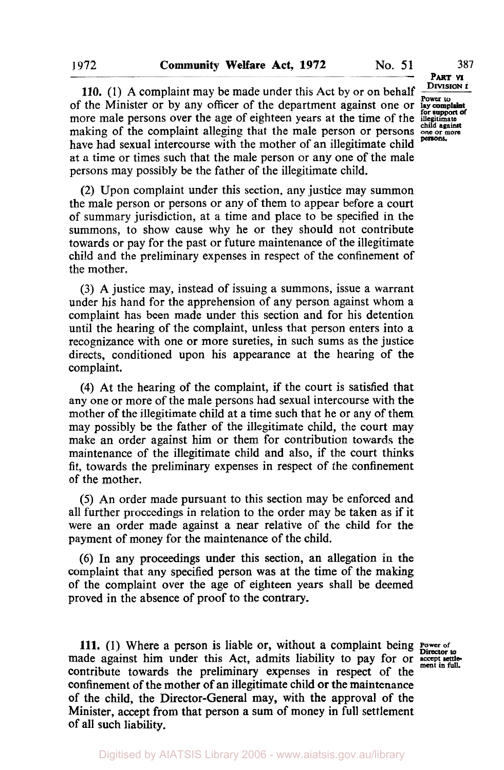**PART VI**
**DIVISION I**

*Power to lay complaint for support of illegitimate child against one or more persons.*

**110.** (1) A complaint may be made under this Act by or on behalf of the Minister or by any officer of the department against one or more male persons over the age of eighteen years at the time of the making of the complaint alleging that the male person or persons have had sexual intercourse with the mother of an illegitimate child at a time or times such that the male person or any one of the male persons may possibly be the father of the illegitimate child.

(2) Upon complaint under this section, any justice may summon the male person or persons or any of them to appear before a court of summary jurisdiction, at a time and place to be specified in the summons, to show cause why he or they should not contribute towards or pay for the past or future maintenance of the illegitimate child and the preliminary expenses in respect of the confinement of the mother.

(3) A justice may, instead of issuing a summons, issue a warrant under his hand for the apprehension of any person against whom a complaint has been made under this section and for his detention until the hearing of the complaint, unless that person enters into a recognizance with one or more sureties, in such sums as the justice directs, conditioned upon his appearance at the hearing of the complaint.

(4) At the hearing of the complaint, if the court is satisfied that any one or more of the male persons had sexual intercourse with the mother of the illegitimate child at a time such that he or any of them may possibly be the father of the illegitimate child, the court may make an order against him or them for contribution towards the maintenance of the illegitimate child and also, if the court thinks fit, towards the preliminary expenses in respect of the confinement of the mother.

(5) An order made pursuant to this section may be enforced and all further proceedings in relation to the order may be taken as if it were an order made against a near relative of the child for the payment of money for the maintenance of the child.

(6) In any proceedings under this section, an allegation in the complaint that any specified person was at the time of the making of the complaint over the age of eighteen years shall be deemed proved in the absence of proof to the contrary.

*Power of Director to accept settlement in full.*

**111.** (1) Where a person is liable or, without a complaint being made against him under this Act, admits liability to pay for or contribute towards the preliminary expenses in respect of the confinement of the mother of an illegitimate child or the maintenance of the child, the Director-General may, with the approval of the Minister, accept from that person a sum of money in full settlement of all such liability.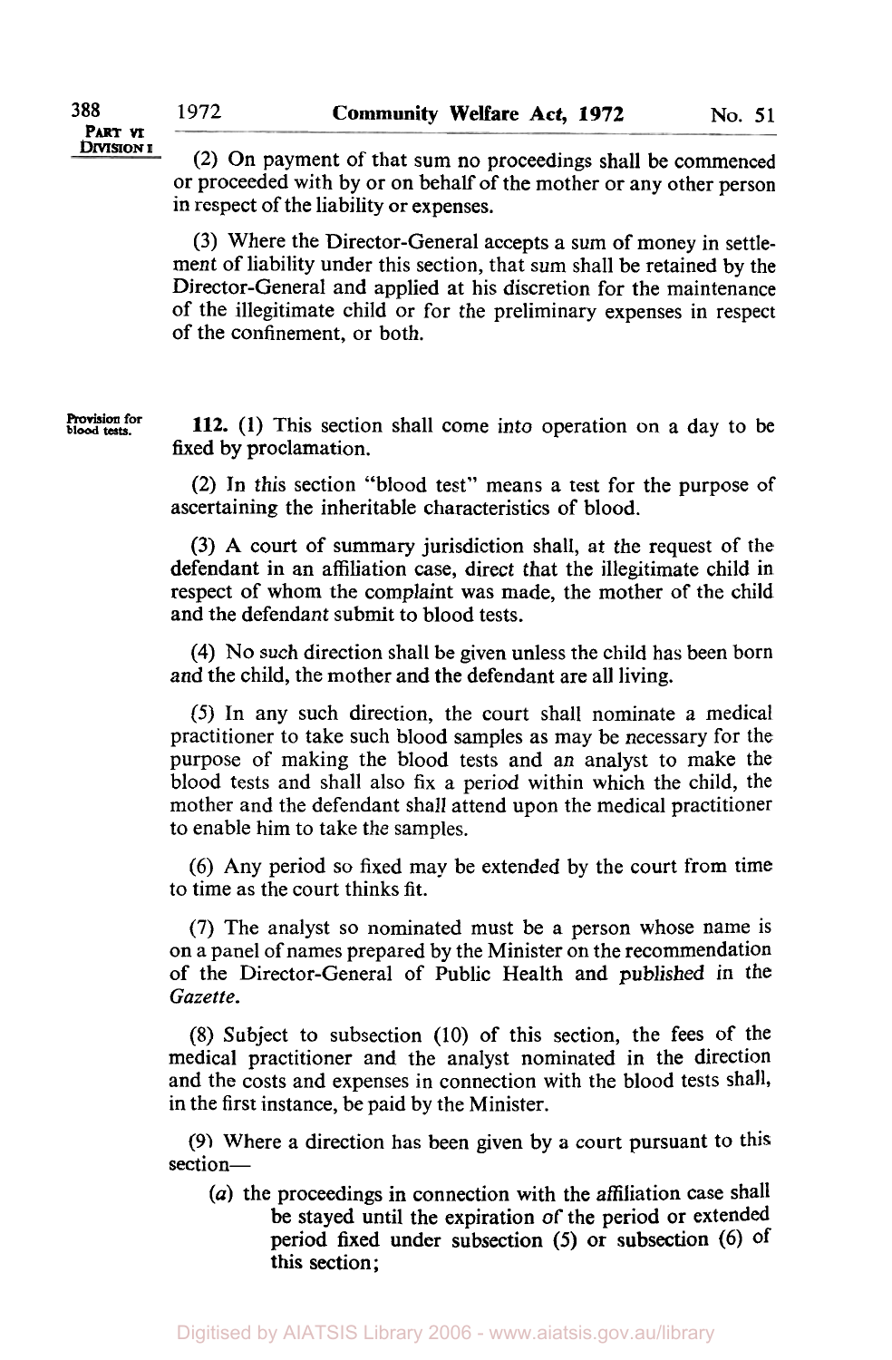(2) On payment of that sum no proceedings shall be commenced or proceeded with by or on behalf of the mother or any other person in respect of the liability or expenses.

(3) Where the Director-General accepts a sum of money in settlement of liability under this section, that sum shall be retained by the Director-General and applied at his discretion for the maintenance of the illegitimate child or for the preliminary expenses in respect of the confinement, or both.

Provision for blood tests.

**112.** (1) This section shall come into operation on a day to be fixed by proclamation.

(2) In this section "blood test" means a test for the purpose of ascertaining the inheritable characteristics of blood.

(3) A court of summary jurisdiction shall, at the request of the defendant in an affiliation case, direct that the illegitimate child in respect of whom the complaint was made, the mother of the child and the defendant submit to blood tests.

(4) No such direction shall be given unless the child has been born and the child, the mother and the defendant are all living.

(5) In any such direction, the court shall nominate a medical practitioner to take such blood samples as may be necessary for the purpose of making the blood tests and an analyst to make the blood tests and shall also fix a period within which the child, the mother and the defendant shall attend upon the medical practitioner to enable him to take the samples.

(6) Any period so fixed may be extended by the court from time to time as the court thinks fit.

(7) The analyst so nominated must be a person whose name is on a panel of names prepared by the Minister on the recommendation of the Director-General of Public Health and published in the *Gazette*.

(8) Subject to subsection (10) of this section, the fees of the medical practitioner and the analyst nominated in the direction and the costs and expenses in connection with the blood tests shall, in the first instance, be paid by the Minister.

(9) Where a direction has been given by a court pursuant to this section—

(*a*) the proceedings in connection with the affiliation case shall be stayed until the expiration of the period or extended period fixed under subsection (5) or subsection (6) of this section;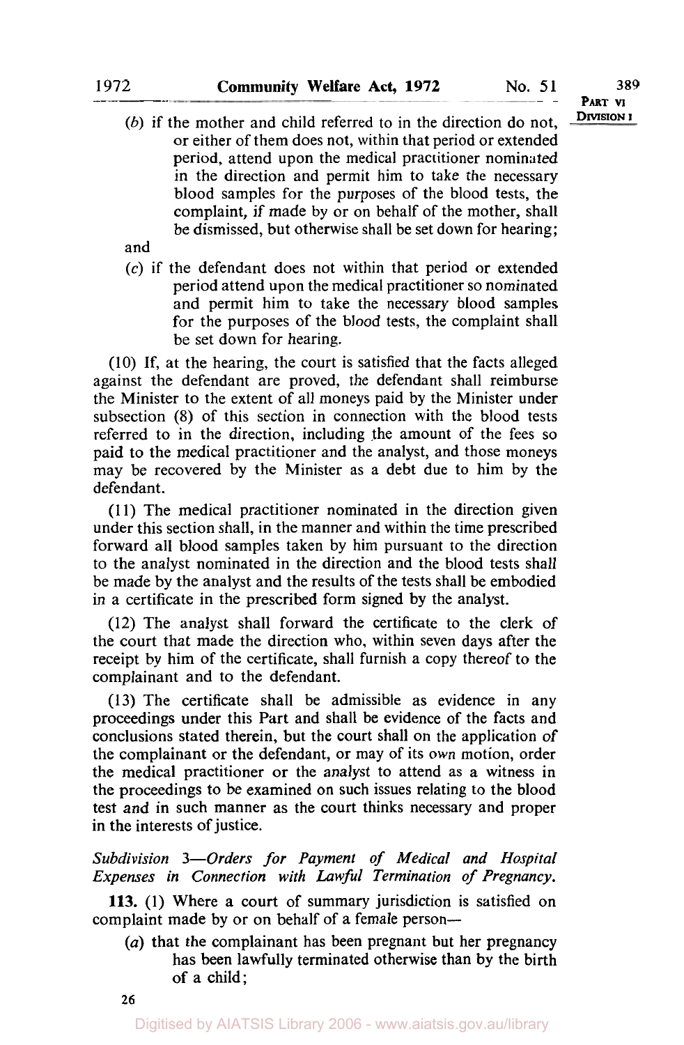(*b*) if the mother and child referred to in the direction do not, or either of them does not, within that period or extended period, attend upon the medical practitioner nominated in the direction and permit him to take the necessary blood samples for the purposes of the blood tests, the complaint, if made by or on behalf of the mother, shall be dismissed, but otherwise shall be set down for hearing;

and

(*c*) if the defendant does not within that period or extended period attend upon the medical practitioner so nominated and permit him to take the necessary blood samples for the purposes of the blood tests, the complaint shall be set down for hearing.

(10) If, at the hearing, the court is satisfied that the facts alleged against the defendant are proved, the defendant shall reimburse the Minister to the extent of all moneys paid by the Minister under subsection (8) of this section in connection with the blood tests referred to in the direction, including the amount of the fees so paid to the medical practitioner and the analyst, and those moneys may be recovered by the Minister as a debt due to him by the defendant.

(11) The medical practitioner nominated in the direction given under this section shall, in the manner and within the time prescribed forward all blood samples taken by him pursuant to the direction to the analyst nominated in the direction and the blood tests shall be made by the analyst and the results of the tests shall be embodied in a certificate in the prescribed form signed by the analyst.

(12) The analyst shall forward the certificate to the clerk of the court that made the direction who, within seven days after the receipt by him of the certificate, shall furnish a copy thereof to the complainant and to the defendant.

(13) The certificate shall be admissible as evidence in any proceedings under this Part and shall be evidence of the facts and conclusions stated therein, but the court shall on the application of the complainant or the defendant, or may of its own motion, order the medical practitioner or the analyst to attend as a witness in the proceedings to be examined on such issues relating to the blood test and in such manner as the court thinks necessary and proper in the interests of justice.

*Subdivision 3—Orders for Payment of Medical and Hospital Expenses in Connection with Lawful Termination of Pregnancy.*

**113.** (1) Where a court of summary jurisdiction is satisfied on complaint made by or on behalf of a female person—

(*a*) that the complainant has been pregnant but her pregnancy has been lawfully terminated otherwise than by the birth of a child;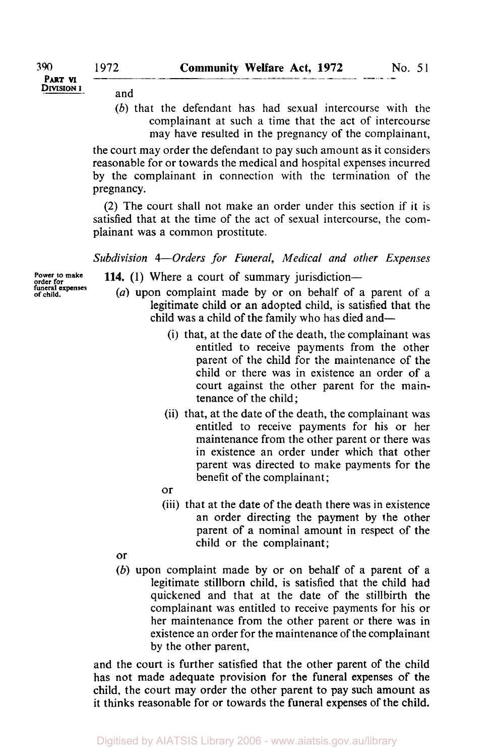and

(*b*) that the defendant has had sexual intercourse with the complainant at such a time that the act of intercourse may have resulted in the pregnancy of the complainant,

the court may order the defendant to pay such amount as it considers reasonable for or towards the medical and hospital expenses incurred by the complainant in connection with the termination of the pregnancy.

(2) The court shall not make an order under this section if it is satisfied that at the time of the act of sexual intercourse, the complainant was a common prostitute.

*Subdivision 4—Orders for Funeral, Medical and other Expenses*

Power to make order for funeral expenses of child.

**114.** (1) Where a court of summary jurisdiction—

(*a*) upon complaint made by or on behalf of a parent of a legitimate child or an adopted child, is satisfied that the child was a child of the family who has died and—

(i) that, at the date of the death, the complainant was entitled to receive payments from the other parent of the child for the maintenance of the child or there was in existence an order of a court against the other parent for the maintenance of the child;

(ii) that, at the date of the death, the complainant was entitled to receive payments for his or her maintenance from the other parent or there was in existence an order under which that other parent was directed to make payments for the benefit of the complainant;

or

(iii) that at the date of the death there was in existence an order directing the payment by the other parent of a nominal amount in respect of the child or the complainant;

or

(*b*) upon complaint made by or on behalf of a parent of a legitimate stillborn child, is satisfied that the child had quickened and that at the date of the stillbirth the complainant was entitled to receive payments for his or her maintenance from the other parent or there was in existence an order for the maintenance of the complainant by the other parent,

and the court is further satisfied that the other parent of the child has not made adequate provision for the funeral expenses of the child, the court may order the other parent to pay such amount as it thinks reasonable for or towards the funeral expenses of the child.